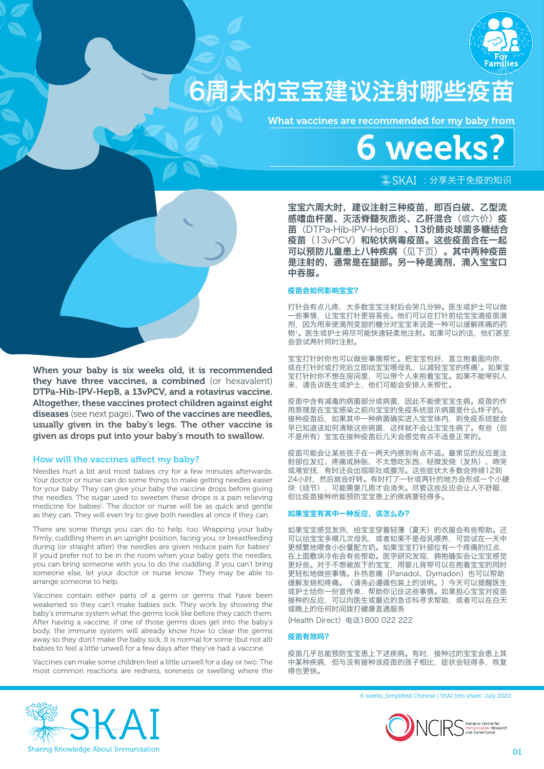# 6周大的宝宝建议注射哪些疫苗

## What vaccines are recommended for my baby from 6 weeks?

SKAI ：分享关于免疫的知识

**宝宝六周大时，建议注射三种疫苗，即百白破、乙型流感嗜血杆菌、灭活脊髓灰质炎、乙肝混合（或六价）疫苗（DTPa-Hib-IPV-HepB）、13价肺炎球菌多糖结合疫苗（13vPCV）和轮状病毒疫苗。这些疫苗合在一起可以预防儿童患上八种疾病（见下页）。其中两种疫苗是注射的，通常是在腿部。另一种是滴剂，滴入宝宝口中吞服。**

### 疫苗会如何影响宝宝？

打针会有点儿疼，大多数宝宝注射后会哭几分钟。医生或护士可以做一些事情，让宝宝打针更容易些。他们可以在打针前给宝宝滴疫苗滴剂，因为用来使滴剂变甜的糖分对宝宝来说是一种可以缓解疼痛的药物[1]。医生或护士将尽可能快速轻柔地注射。如果可以的话，他们甚至会尝试两针同时注射。

宝宝打针时你也可以做些事情帮忙。把宝宝包好，直立抱着面向你，或在打针时或打完后立即给宝宝喂母乳，以减轻宝宝的疼痛[1]。如果宝宝打针时你不想在房间里，可以带个人来抱着宝宝。如果不能带别人来，请告诉医生或护士，他们可能会安排人来帮忙。

疫苗中含有减毒的病菌部分或病菌，因此不能使宝宝生病。疫苗的作用原理是在宝宝感染之前向宝宝的免疫系统显示病菌是什么样子的。接种疫苗后，如果其中一种病菌确实进入宝宝体内，则免疫系统就会早已知道该如何清除这些病菌，这样就不会让宝宝生病了。有些（但不是所有）宝宝在接种疫苗后几天会感觉有点不适是正常的。

疫苗可能会让某些孩子在一两天内感到有点不适。最常见的反应是注射部位发红、疼痛或肿胀、不太想吃东西、轻微发烧（发热）、啼哭或难安抚，有时还会出现呕吐或腹泻。这些症状大多数会持续12到24小时，然后就会好转。有时打了一针或两针的地方会形成一个小硬块（结节），可能需要几周才会消失。尽管这些反应会让人不舒服，但比疫苗接种所能预防宝宝患上的疾病要轻得多。

### 如果宝宝有其中一种反应，该怎么办？

如果宝宝感觉发热，给宝宝穿着轻薄（夏天）的衣服会有些帮助。还可以给宝宝多喂几次母乳，或者如果不是母乳喂养，可尝试在一天中更频繁地喂食小份量配方奶。如果宝宝打针部位有一个疼痛的红点，在上面敷块冷布会有些帮助。医学研究发现，拥抱确实会让宝宝感觉更好些。对于不想被放下的宝宝，用婴儿背带可以在抱着宝宝的同时更轻松地做些事情。扑热息痛（Panadol、Dymadon）也可以帮助缓解发烧和疼痛。（请务必遵循包装上的说明。）今天可以提醒医生或护士给你一份宣传单，帮助你记住这些事情。如果担心宝宝对疫苗接种的反应，可以向医生或最近的急诊科寻求帮助，或者可以在白天或晚上的任何时间拨打健康直通服务

(Health Direct）电话1800 022 222

### 疫苗有效吗？

疫苗几乎总能预防宝宝患上下述疾病。有时，接种过的宝宝会患上其中某种疾病，但与没有接种该疫苗的孩子相比，症状会轻得多，恢复得也更快。

**When your baby is six weeks old, it is recommended they have three vaccines, a combined** (or hexavalent) **DTPa-Hib-IPV-HepB, a 13vPCV, and a rotavirus vaccine. Altogether, these vaccines protect children against eight diseases** (see next page)**. Two of the vaccines are needles, usually given in the baby's legs. The other vaccine is given as drops put into your baby's mouth to swallow.**

### How will the vaccines affect my baby?

Needles hurt a bit and most babies cry for a few minutes afterwards. Your doctor or nurse can do some things to make getting needles easier for your baby. They can give your baby the vaccine drops before giving the needles. The sugar used to sweeten these drops is a pain relieving medicine for babies[1]. The doctor or nurse will be as quick and gentle as they can. They will even try to give both needles at once if they can.

There are some things you can do to help, too. Wrapping your baby firmly, cuddling them in an upright position, facing you, or breastfeeding during (or straight after) the needles are given reduce pain for babies[1]. If you'd prefer not to be in the room when your baby gets the needles, you can bring someone with you to do the cuddling. If you can't bring someone else, let your doctor or nurse know. They may be able to arrange someone to help.

Vaccines contain either parts of a germ or germs that have been weakened so they can't make babies sick. They work by showing the baby's immune system what the germs look like before they catch them. After having a vaccine, if one of those germs does get into the baby's body, the immune system will already know how to clear the germs away so they don't make the baby sick. It is normal for some (but not all) babies to feel a little unwell for a few days after they've had a vaccine.

Vaccines can make some children feel a little unwell for a day or two. The most common reactions are redness, soreness or swelling where the

6 weeks_Simplified Chinese | SKAI Info sheet: July 2020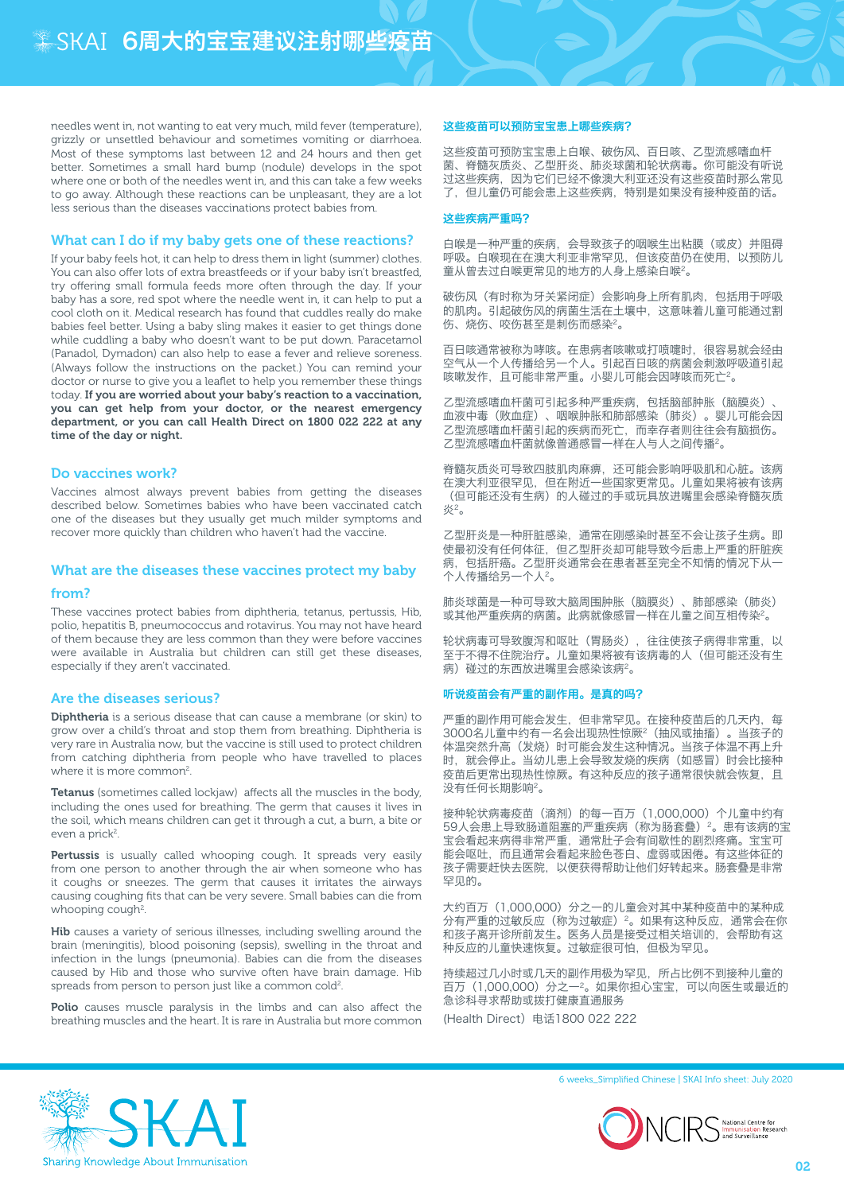needles went in, not wanting to eat very much, mild fever (temperature), grizzly or unsettled behaviour and sometimes vomiting or diarrhoea. Most of these symptoms last between 12 and 24 hours and then get better. Sometimes a small hard bump (nodule) develops in the spot where one or both of the needles went in, and this can take a few weeks to go away. Although these reactions can be unpleasant, they are a lot less serious than the diseases vaccinations protect babies from.

## What can I do if my baby gets one of these reactions?

If your baby feels hot, it can help to dress them in light (summer) clothes. You can also offer lots of extra breastfeeds or if your baby isn't breastfed, try offering small formula feeds more often through the day. If your baby has a sore, red spot where the needle went in, it can help to put a cool cloth on it. Medical research has found that cuddles really do make babies feel better. Using a baby sling makes it easier to get things done while cuddling a baby who doesn't want to be put down. Paracetamol (Panadol, Dymadon) can also help to ease a fever and relieve soreness. (Always follow the instructions on the packet.) You can remind your doctor or nurse to give you a leaflet to help you remember these things today. **If you are worried about your baby's reaction to a vaccination, you can get help from your doctor, or the nearest emergency department, or you can call Health Direct on 1800 022 222 at any time of the day or night.**

## Do vaccines work?

Vaccines almost always prevent babies from getting the diseases described below. Sometimes babies who have been vaccinated catch one of the diseases but they usually get much milder symptoms and recover more quickly than children who haven't had the vaccine.

## What are the diseases these vaccines protect my baby from?

These vaccines protect babies from diphtheria, tetanus, pertussis, Hib, polio, hepatitis B, pneumococcus and rotavirus. You may not have heard of them because they are less common than they were before vaccines were available in Australia but children can still get these diseases, especially if they aren't vaccinated.

## Are the diseases serious?

**Diphtheria** is a serious disease that can cause a membrane (or skin) to grow over a child's throat and stop them from breathing. Diphtheria is very rare in Australia now, but the vaccine is still used to protect children from catching diphtheria from people who have travelled to places where it is more common[2].

**Tetanus** (sometimes called lockjaw) affects all the muscles in the body, including the ones used for breathing. The germ that causes it lives in the soil, which means children can get it through a cut, a burn, a bite or even a prick[2].

**Pertussis** is usually called whooping cough. It spreads very easily from one person to another through the air when someone who has it coughs or sneezes. The germ that causes it irritates the airways causing coughing fits that can be very severe. Small babies can die from whooping cough[2].

**Hib** causes a variety of serious illnesses, including swelling around the brain (meningitis), blood poisoning (sepsis), swelling in the throat and infection in the lungs (pneumonia). Babies can die from the diseases caused by Hib and those who survive often have brain damage. Hib spreads from person to person just like a common cold[2].

**Polio** causes muscle paralysis in the limbs and can also affect the breathing muscles and the heart. It is rare in Australia but more common

## 这些疫苗可以预防宝宝患上哪些疾病?

这些疫苗可预防宝宝患上白喉、破伤风、百日咳、乙型流感嗜血杆菌、脊髓灰质炎、乙型肝炎、肺炎球菌和轮状病毒。你可能没有听说过这些疾病，因为它们已经不像澳大利亚还没有这些疫苗时那么常见了，但儿童仍可能会患上这些疾病，特别是如果没有接种疫苗的话。

## 这些疾病严重吗?

白喉是一种严重的疾病，会导致孩子的咽喉生出粘膜（或皮）并阻碍呼吸。白喉现在在澳大利亚非常罕见，但该疫苗仍在使用，以预防儿童从曾去过白喉更常见的地方的人身上感染白喉[2]。

破伤风（有时称为牙关紧闭症）会影响身上所有肌肉，包括用于呼吸的肌肉。引起破伤风的病菌生活在土壤中，这意味着儿童可能通过割伤、烧伤、咬伤甚至是刺伤而感染[2]。

百日咳通常被称为哮咳。在患病者咳嗽或打喷嚏时，很容易就会经由空气从一个人传播给另一个人。引起百日咳的病菌会刺激呼吸道引起咳嗽发作，且可能非常严重。小婴儿可能会因哮咳而死亡[2]。

乙型流感嗜血杆菌可引起多种严重疾病，包括脑部肿胀（脑膜炎）、血液中毒（败血症）、咽喉肿胀和肺部感染（肺炎）。婴儿可能会因乙型流感嗜血杆菌引起的疾病而死亡，而幸存者则往往会有脑损伤。乙型流感嗜血杆菌就像普通感冒一样在人与人之间传播[2]。

脊髓灰质炎可导致四肢肌肉麻痹，还可能会影响呼吸肌和心脏。该病在澳大利亚很罕见，但在附近一些国家更常见。儿童如果将被有该病（但可能还没有生病）的人碰过的手或玩具放进嘴里会感染脊髓灰质炎[2]。

乙型肝炎是一种肝脏感染，通常在刚感染时甚至不会让孩子生病。即使最初没有任何体征，但乙型肝炎却可能导致今后患上严重的肝脏疾病，包括肝癌。乙型肝炎通常会在患者甚至完全不知情的情况下从一个人传播给另一个人[2]。

肺炎球菌是一种可导致大脑周围肿胀（脑膜炎）、肺部感染（肺炎）或其他严重疾病的病菌。此病就像感冒一样在儿童之间互相传染[2]。

轮状病毒可导致腹泻和呕吐（胃肠炎），往往使孩子病得非常重，以至于不得不住院治疗。儿童如果将被有该病毒的人（但可能还没有生病）碰过的东西放进嘴里会感染该病[2]。

## 听说疫苗会有严重的副作用。是真的吗?

严重的副作用可能会发生，但非常罕见。在接种疫苗后的几天内，每3000名儿童中约有一名会出现热性惊厥[2]（抽风或抽搐）。当孩子的体温突然升高（发烧）时可能会发生这种情况。当孩子体温不再上升时，就会停止。当幼儿患上会导致发烧的疾病（如感冒）时会比接种疫苗后更常出现热性惊厥。有这种反应的孩子通常很快就会恢复，且没有任何长期影响[2]。

接种轮状病毒疫苗（滴剂）的每一百万（1,000,000）个儿童中约有59人会患上导致肠道阻塞的严重疾病（称为肠套叠）[2]。患有该病的宝宝会看起来病得非常严重，通常肚子会有间歇性的剧烈疼痛。宝宝可能会呕吐，而且通常会看起来脸色苍白、虚弱或困倦。有这些体征的孩子需要赶快去医院，以便获得帮助让他们好转起来。肠套叠是非常罕见的。

大约百万（1,000,000）分之一的儿童会对其中某种疫苗中的某种成分有严重的过敏反应（称为过敏症）[2]。如果有这种反应，通常会在你和孩子离开诊所前发生。医务人员是接受过相关培训的，会帮助有这种反应的儿童快速恢复。过敏症很可怕，但极为罕见。

持续超过几小时或几天的副作用极为罕见，所占比例不到接种儿童的百万（1,000,000）分之一[2]。如果你担心宝宝，可以向医生或最近的急诊科寻求帮助或拨打健康直通服务

(Health Direct）电话1800 022 222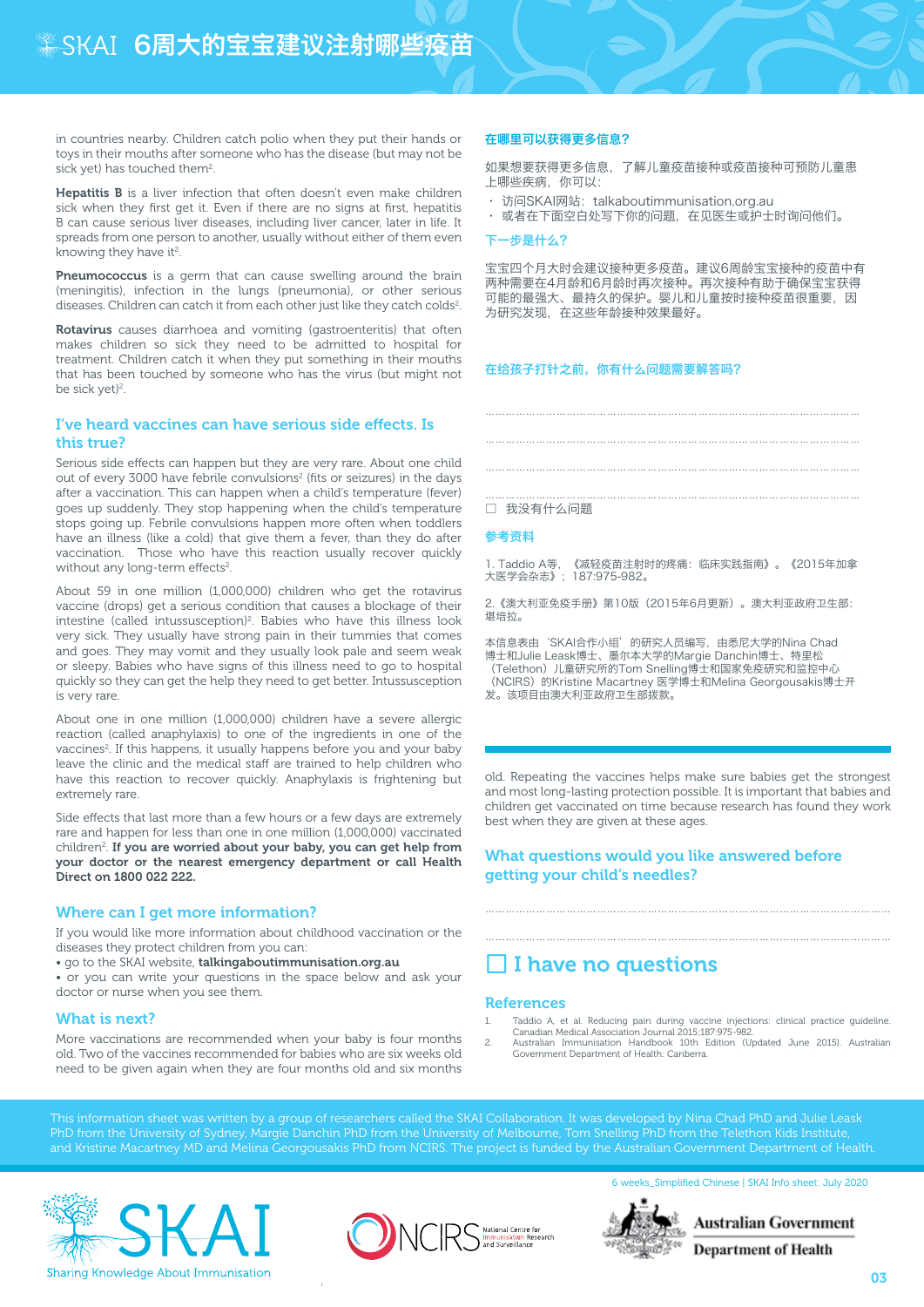in countries nearby. Children catch polio when they put their hands or toys in their mouths after someone who has the disease (but may not be sick yet) has touched them[2].

**Hepatitis B** is a liver infection that often doesn't even make children sick when they first get it. Even if there are no signs at first, hepatitis B can cause serious liver diseases, including liver cancer, later in life. It spreads from one person to another, usually without either of them even knowing they have it[2].

**Pneumococcus** is a germ that can cause swelling around the brain (meningitis), infection in the lungs (pneumonia), or other serious diseases. Children can catch it from each other just like they catch colds[2].

**Rotavirus** causes diarrhoea and vomiting (gastroenteritis) that often makes children so sick they need to be admitted to hospital for treatment. Children catch it when they put something in their mouths that has been touched by someone who has the virus (but might not be sick yet)[2].

## I've heard vaccines can have serious side effects. Is this true?

Serious side effects can happen but they are very rare. About one child out of every 3000 have febrile convulsions[2] (fits or seizures) in the days after a vaccination. This can happen when a child's temperature (fever) goes up suddenly. They stop happening when the child's temperature stops going up. Febrile convulsions happen more often when toddlers have an illness (like a cold) that give them a fever, than they do after vaccination. Those who have this reaction usually recover quickly without any long-term effects[2].

About 59 in one million (1,000,000) children who get the rotavirus vaccine (drops) get a serious condition that causes a blockage of their intestine (called intussusception)[2]. Babies who have this illness look very sick. They usually have strong pain in their tummies that comes and goes. They may vomit and they usually look pale and seem weak or sleepy. Babies who have signs of this illness need to go to hospital quickly so they can get the help they need to get better. Intussusception is very rare.

About one in one million (1,000,000) children have a severe allergic reaction (called anaphylaxis) to one of the ingredients in one of the vaccines[2]. If this happens, it usually happens before you and your baby leave the clinic and the medical staff are trained to help children who have this reaction to recover quickly. Anaphylaxis is frightening but extremely rare.

Side effects that last more than a few hours or a few days are extremely rare and happen for less than one in one million (1,000,000) vaccinated children[2]. **If you are worried about your baby, you can get help from your doctor or the nearest emergency department or call Health Direct on 1800 022 222.**

## Where can I get more information?

If you would like more information about childhood vaccination or the diseases they protect children from you can:

- go to the SKAI website, **talkingaboutimmunisation.org.au**
- or you can write your questions in the space below and ask your doctor or nurse when you see them.

## What is next?

More vaccinations are recommended when your baby is four months old. Two of the vaccines recommended for babies who are six weeks old need to be given again when they are four months old and six months old. Repeating the vaccines helps make sure babies get the strongest and most long-lasting protection possible. It is important that babies and children get vaccinated on time because research has found they work best when they are given at these ages.

## What questions would you like answered before getting your child's needles?

.................................................................................................

.................................................................................................

## ☐ I have no questions

## References

1. Taddio A, et al. Reducing pain during vaccine injections: clinical practice guideline. Canadian Medical Association Journal 2015;187:975-982.
2. Australian Immunisation Handbook 10th Edition (Updated June 2015). Australian Government Department of Health: Canberra.

## 在哪里可以获得更多信息？

如果想要获得更多信息，了解儿童疫苗接种或疫苗接种可预防儿童患上哪些疾病，你可以：

- 访问SKAI网站：talkaboutimmunisation.org.au
- 或者在下面空白处写下你的问题，在见医生或护士时询问他们。

## 下一步是什么？

宝宝四个月大时会建议接种更多疫苗。建议6周龄宝宝接种的疫苗中有两种需要在4月龄和6月龄时再次接种。再次接种有助于确保宝宝获得可能的最强大、最持久的保护。婴儿和儿童按时接种疫苗很重要，因为研究发现，在这些年龄接种效果最好。

## 在给孩子打针之前，你有什么问题需要解答吗？

.................................................................................................

.................................................................................................

.................................................................................................

.................................................................................................

☐ 我没有什么问题

## 参考资料

1. Taddio A等，《减轻疫苗注射时的疼痛：临床实践指南》。《2015年加拿大医学会杂志》；187:975-982。

2.《澳大利亚免疫手册》第10版（2015年6月更新）。澳大利亚政府卫生部：堪培拉。

本信息表由‘SKAI合作小组’的研究人员编写，由悉尼大学的Nina Chad博士和Julie Leask博士、墨尔本大学的Margie Danchin博士、特里松（Telethon）儿童研究所的Tom Snelling博士和国家免疫研究和监控中心（NCIRS）的Kristine Macartney 医学博士和Melina Georgousakis博士开发。该项目由澳大利亚政府卫生部拨款。

This information sheet was written by a group of researchers called the SKAI Collaboration. It was developed by Nina Chad PhD and Julie Leask PhD from the University of Sydney, Margie Danchin PhD from the University of Melbourne, Tom Snelling PhD from the Telethon Kids Institute, and Kristine Macartney MD and Melina Georgousakis PhD from NCIRS. The project is funded by the Australian Government Department of Health.

6 weeks_Simplified Chinese | SKAI Info sheet: July 2020

SKAI Sharing Knowledge About Immunisation

NCIRS National Centre for Immunisation Research and Surveillance

Australian Government Department of Health